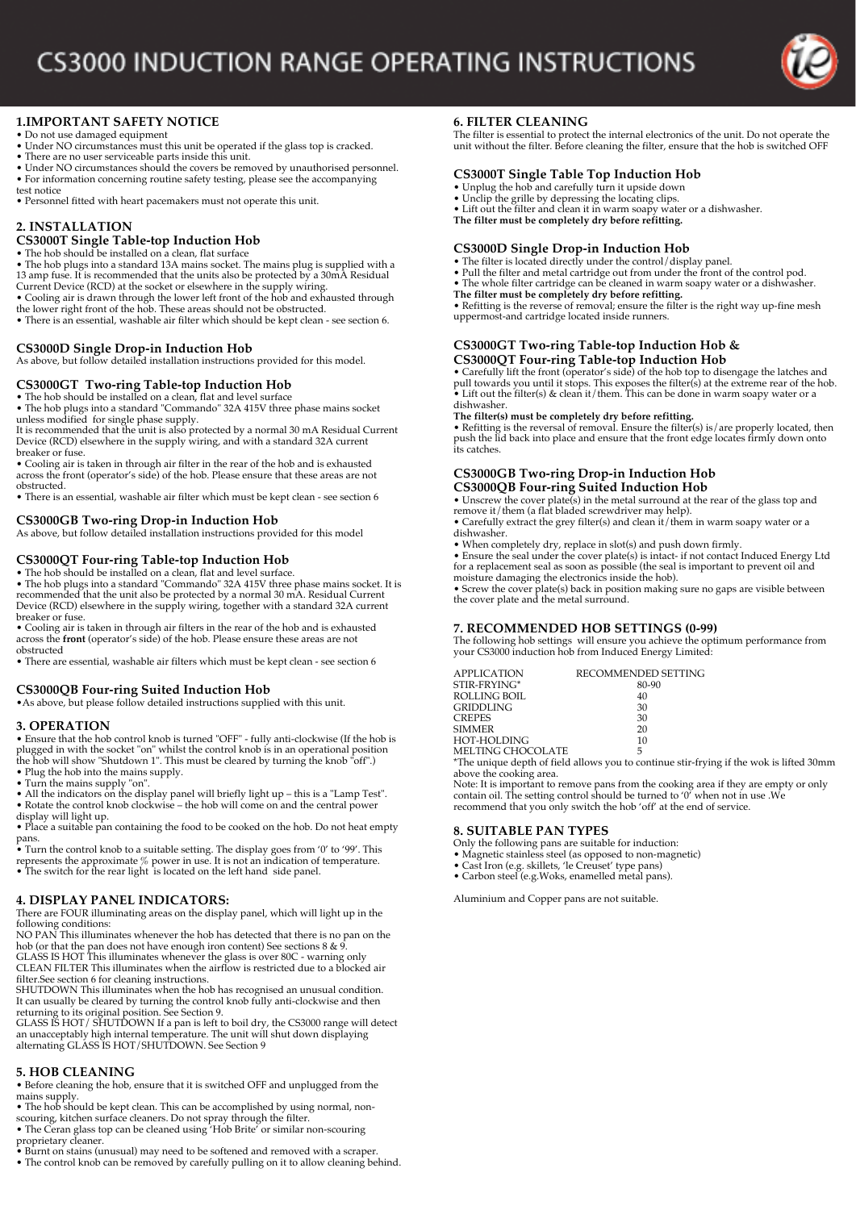# CS3000 INDUCTION RANGE OPERATING INSTRUCTIONS

## 1.IMPORTANT SAFETY NOTICE

- Do not use damaged equipment
- Under NO circumstances must this unit be operated if the glass top is cracked.
- There are no user serviceable parts inside this unit.
- Under NO circumstances should the covers be removed by unauthorised personnel.
- For information concerning routine safety testing, please see the accompanying test notice
- Personnel fitted with heart pacemakers must not operate this unit.

## 2. INSTALLATION

### CS3000T Single Table-top Induction Hob

- The hob should be installed on a clean, flat surface
- The hob plugs into a standard 13A mains socket. The mains plug is supplied with a 13 amp fuse. It is recommended that the units also be protected by a 30mA Residual Current Device (RCD) at the socket or elsewhere in the supply wiring.
- Cooling air is drawn through the lower left front of the hob and exhausted through the lower right front of the hob. These areas should not be obstructed.
- There is an essential, washable air filter which should be kept clean - see section 6.

### CS3000D Single Drop-in Induction Hob

As above, but follow detailed installation instructions provided for this model.

### CS3000GT Two-ring Table-top Induction Hob

- The hob should be installed on a clean, flat and level surface
- The hob plugs into a standard "Commando" 32A 415V three phase mains socket unless modified for single phase supply.

It is recommended that the unit is also protected by a normal 30 mA Residual Current Device (RCD) elsewhere in the supply wiring, and with a standard 32A current breaker or fuse.

- Cooling air is taken in through air filter in the rear of the hob and is exhausted across the front (operator's side) of the hob. Please ensure that these areas are not obstructed.
- There is an essential, washable air filter which must be kept clean - see section 6

### CS3000GB Two-ring Drop-in Induction Hob

As above, but follow detailed installation instructions provided for this model

### CS3000QT Four-ring Table-top Induction Hob

- The hob should be installed on a clean, flat and level surface.
- The hob plugs into a standard "Commando" 32A 415V three phase mains socket. It is recommended that the unit also be protected by a normal 30 mA. Residual Current Device (RCD) elsewhere in the supply wiring, together with a standard 32A current breaker or fuse.
- Cooling air is taken in through air filters in the rear of the hob and is exhausted across the **front** (operator's side) of the hob. Please ensure these areas are not obstructed
- There are essential, washable air filters which must be kept clean - see section 6

### CS3000QB Four-ring Suited Induction Hob

- As above, but please follow detailed instructions supplied with this unit.

## 3. OPERATION

- Ensure that the hob control knob is turned "OFF" - fully anti-clockwise (If the hob is plugged in with the socket "on" whilst the control knob is in an operational position the hob will show "Shutdown 1". This must be cleared by turning the knob "off".)
- Plug the hob into the mains supply.
- Turn the mains supply "on".
- All the indicators on the display panel will briefly light up – this is a "Lamp Test".
- Rotate the control knob clockwise – the hob will come on and the central power display will light up.
- Place a suitable pan containing the food to be cooked on the hob. Do not heat empty pans.
- Turn the control knob to a suitable setting. The display goes from '0' to '99'. This represents the approximate % power in use. It is not an indication of temperature.
- The switch for the rear light is located on the left hand side panel.

## 4. DISPLAY PANEL INDICATORS:

There are FOUR illuminating areas on the display panel, which will light up in the following conditions:

NO PAN This illuminates whenever the hob has detected that there is no pan on the hob (or that the pan does not have enough iron content) See sections 8 & 9.

GLASS IS HOT This illuminates whenever the glass is over 80C - warning only

CLEAN FILTER This illuminates when the airflow is restricted due to a blocked air filter.See section 6 for cleaning instructions.

SHUTDOWN This illuminates when the hob has recognised an unusual condition. It can usually be cleared by turning the control knob fully anti-clockwise and then returning to its original position. See Section 9.

GLASS IS HOT/ SHUTDOWN If a pan is left to boil dry, the CS3000 range will detect an unacceptably high internal temperature. The unit will shut down displaying alternating GLASS IS HOT/SHUTDOWN. See Section 9

## 5. HOB CLEANING

- Before cleaning the hob, ensure that it is switched OFF and unplugged from the mains supply.
- The hob should be kept clean. This can be accomplished by using normal, non-scouring, kitchen surface cleaners. Do not spray through the filter.
- The Ceran glass top can be cleaned using 'Hob Brite' or similar non-scouring proprietary cleaner.
- Burnt on stains (unusual) may need to be softened and removed with a scraper.
- The control knob can be removed by carefully pulling on it to allow cleaning behind.

## 6. FILTER CLEANING

The filter is essential to protect the internal electronics of the unit. Do not operate the unit without the filter. Before cleaning the filter, ensure that the hob is switched OFF

### CS3000T Single Table Top Induction Hob

- Unplug the hob and carefully turn it upside down
- Unclip the grille by depressing the locating clips.
- Lift out the filter and clean it in warm soapy water or a dishwasher.

**The filter must be completely dry before refitting.**

### CS3000D Single Drop-in Induction Hob

- The filter is located directly under the control/display panel.
- Pull the filter and metal cartridge out from under the front of the control pod.
- The whole filter cartridge can be cleaned in warm soapy water or a dishwasher.

**The filter must be completely dry before refitting.**

- Refitting is the reverse of removal; ensure the filter is the right way up-fine mesh uppermost-and cartridge located inside runners.

### CS3000GT Two-ring Table-top Induction Hob & CS3000QT Four-ring Table-top Induction Hob

- Carefully lift the front (operator's side) of the hob top to disengage the latches and pull towards you until it stops. This exposes the filter(s) at the extreme rear of the hob.
- Lift out the filter(s) & clean it/them. This can be done in warm soapy water or a dishwasher.

**The filter(s) must be completely dry before refitting.**

- Refitting is the reversal of removal. Ensure the filter(s) is/are properly located, then push the lid back into place and ensure that the front edge locates firmly down onto its catches.

### CS3000GB Two-ring Drop-in Induction Hob CS3000QB Four-ring Suited Induction Hob

- Unscrew the cover plate(s) in the metal surround at the rear of the glass top and remove it/them (a flat bladed screwdriver may help).
- Carefully extract the grey filter(s) and clean it/them in warm soapy water or a dishwasher.
- When completely dry, replace in slot(s) and push down firmly.
- Ensure the seal under the cover plate(s) is intact- if not contact Induced Energy Ltd for a replacement seal as soon as possible (the seal is important to prevent oil and moisture damaging the electronics inside the hob).
- Screw the cover plate(s) back in position making sure no gaps are visible between the cover plate and the metal surround.

## 7. RECOMMENDED HOB SETTINGS (0-99)

The following hob settings will ensure you achieve the optimum performance from your CS3000 induction hob from Induced Energy Limited:

| APPLICATION | RECOMMENDED SETTING |
|---|---|
| STIR-FRYING* | 80-90 |
| ROLLING BOIL | 40 |
| GRIDDLING | 30 |
| CREPES | 30 |
| SIMMER | 20 |
| HOT-HOLDING | 10 |
| MELTING CHOCOLATE | 5 |

*The unique depth of field allows you to continue stir-frying if the wok is lifted 30mm above the cooking area.

Note: It is important to remove pans from the cooking area if they are empty or only contain oil. The setting control should be turned to '0' when not in use .We recommend that you only switch the hob 'off' at the end of service.

## 8. SUITABLE PAN TYPES

Only the following pans are suitable for induction:

- Magnetic stainless steel (as opposed to non-magnetic)
- Cast Iron (e.g. skillets, 'le Creuset' type pans)
- Carbon steel (e.g.Woks, enamelled metal pans).

Aluminium and Copper pans are not suitable.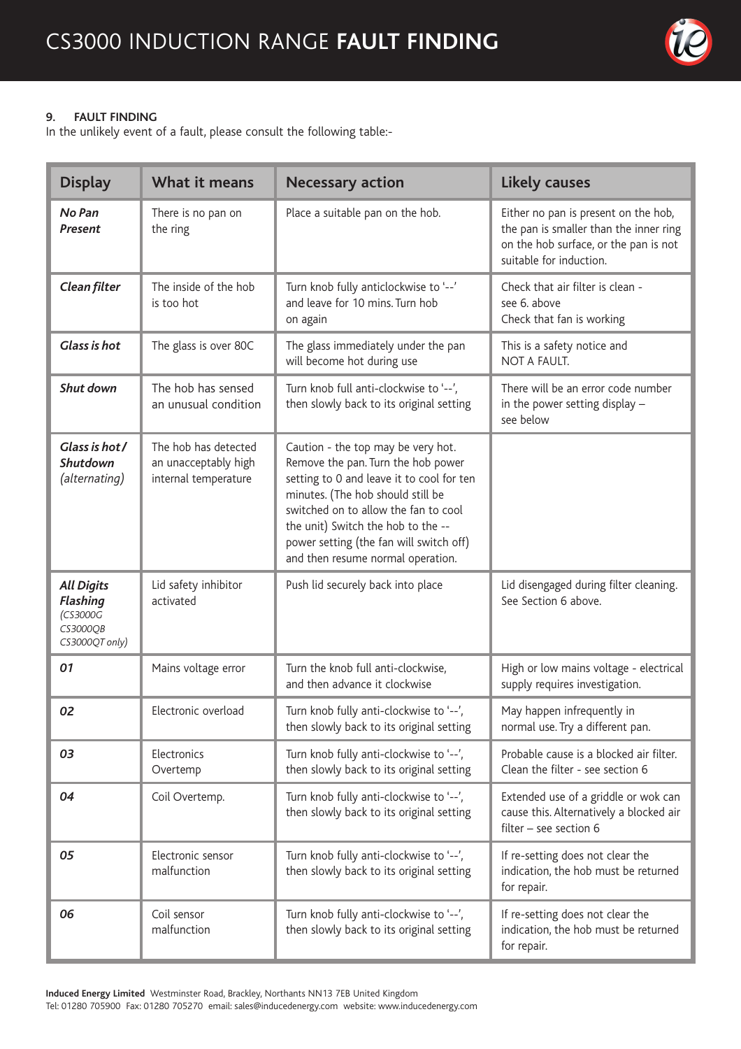# CS3000 INDUCTION RANGE **FAULT FINDING**

**9. FAULT FINDING**

In the unlikely event of a fault, please consult the following table:-

| Display | What it means | Necessary action | Likely causes |
|---|---|---|---|
| ***No Pan Present*** | There is no pan on the ring | Place a suitable pan on the hob. | Either no pan is present on the hob, the pan is smaller than the inner ring on the hob surface, or the pan is not suitable for induction. |
| ***Clean filter*** | The inside of the hob is too hot | Turn knob fully anticlockwise to '--' and leave for 10 mins. Turn hob on again | Check that air filter is clean - see 6. above<br>Check that fan is working |
| ***Glass is hot*** | The glass is over 80C | The glass immediately under the pan will become hot during use | This is a safety notice and NOT A FAULT. |
| ***Shut down*** | The hob has sensed an unusual condition | Turn knob full anti-clockwise to '--', then slowly back to its original setting | There will be an error code number in the power setting display – see below |
| ***Glass is hot / Shutdown*** *(alternating)* | The hob has detected an unacceptably high internal temperature | Caution - the top may be very hot. Remove the pan. Turn the hob power setting to 0 and leave it to cool for ten minutes. (The hob should still be switched on to allow the fan to cool the unit) Switch the hob to the -- power setting (the fan will switch off) and then resume normal operation. | |
| ***All Digits Flashing*** *(CS3000G CS3000QB CS3000QT only)* | Lid safety inhibitor activated | Push lid securely back into place | Lid disengaged during filter cleaning. See Section 6 above. |
| ***01*** | Mains voltage error | Turn the knob full anti-clockwise, and then advance it clockwise | High or low mains voltage - electrical supply requires investigation. |
| ***02*** | Electronic overload | Turn knob fully anti-clockwise to '--', then slowly back to its original setting | May happen infrequently in normal use. Try a different pan. |
| ***03*** | Electronics Overtemp | Turn knob fully anti-clockwise to '--', then slowly back to its original setting | Probable cause is a blocked air filter. Clean the filter - see section 6 |
| ***04*** | Coil Overtemp. | Turn knob fully anti-clockwise to '--', then slowly back to its original setting | Extended use of a griddle or wok can cause this. Alternatively a blocked air filter – see section 6 |
| ***05*** | Electronic sensor malfunction | Turn knob fully anti-clockwise to '--', then slowly back to its original setting | If re-setting does not clear the indication, the hob must be returned for repair. |
| ***06*** | Coil sensor malfunction | Turn knob fully anti-clockwise to '--', then slowly back to its original setting | If re-setting does not clear the indication, the hob must be returned for repair. |

**Induced Energy Limited** Westminster Road, Brackley, Northants NN13 7EB United Kingdom
Tel: 01280 705900 Fax: 01280 705270 email: sales@inducedenergy.com website: www.inducedenergy.com